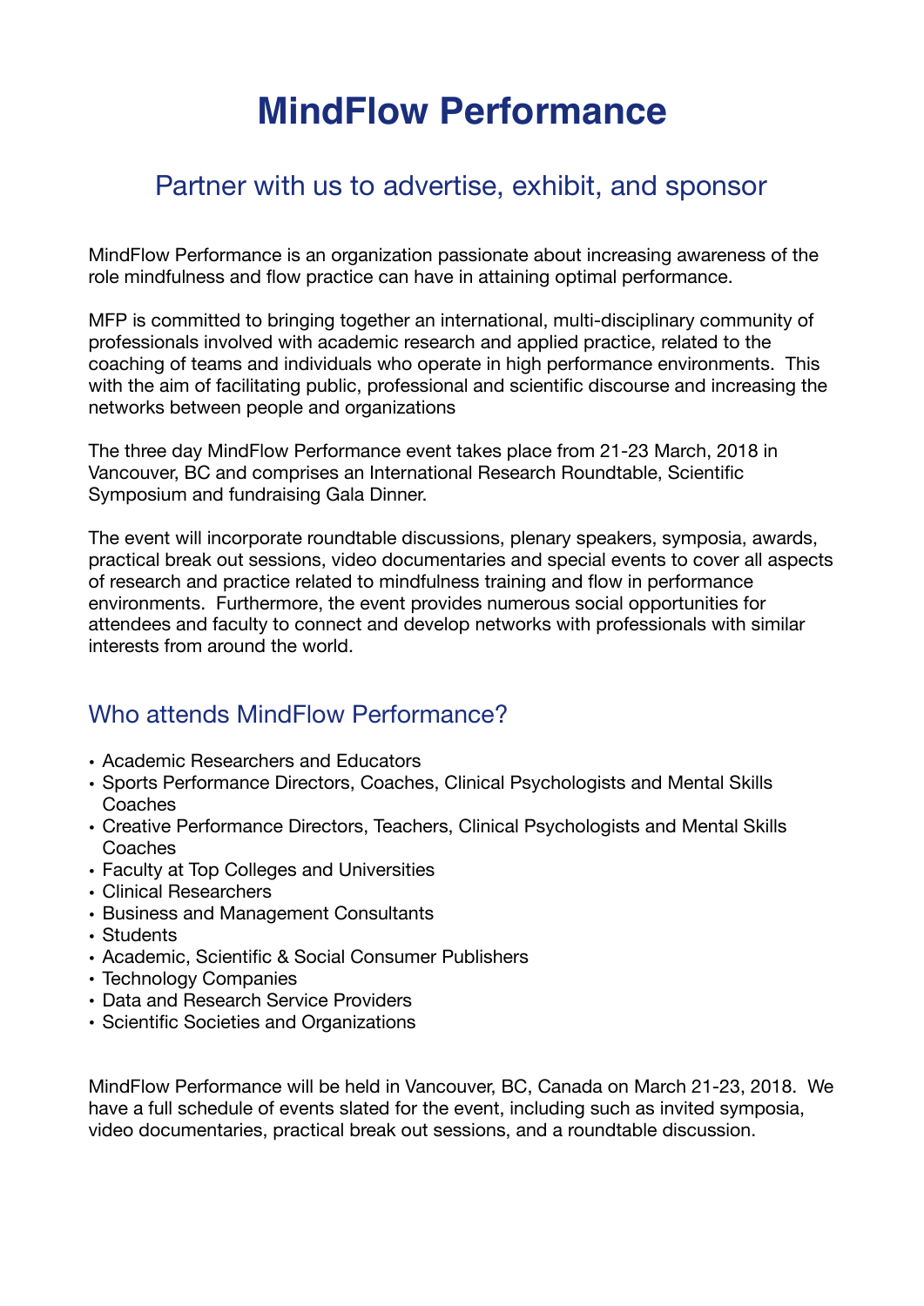# MindFlow Performance

## Partner with us to advertise, exhibit, and sponsor

MindFlow Performance is an organization passionate about increasing awareness of the role mindfulness and flow practice can have in attaining optimal performance.

MFP is committed to bringing together an international, multi-disciplinary community of professionals involved with academic research and applied practice, related to the coaching of teams and individuals who operate in high performance environments. This with the aim of facilitating public, professional and scientific discourse and increasing the networks between people and organizations

The three day MindFlow Performance event takes place from 21-23 March, 2018 in Vancouver, BC and comprises an International Research Roundtable, Scientific Symposium and fundraising Gala Dinner.

The event will incorporate roundtable discussions, plenary speakers, symposia, awards, practical break out sessions, video documentaries and special events to cover all aspects of research and practice related to mindfulness training and flow in performance environments. Furthermore, the event provides numerous social opportunities for attendees and faculty to connect and develop networks with professionals with similar interests from around the world.

## Who attends MindFlow Performance?

- Academic Researchers and Educators
- Sports Performance Directors, Coaches, Clinical Psychologists and Mental Skills Coaches
- Creative Performance Directors, Teachers, Clinical Psychologists and Mental Skills Coaches
- Faculty at Top Colleges and Universities
- Clinical Researchers
- Business and Management Consultants
- Students
- Academic, Scientific & Social Consumer Publishers
- Technology Companies
- Data and Research Service Providers
- Scientific Societies and Organizations

MindFlow Performance will be held in Vancouver, BC, Canada on March 21-23, 2018. We have a full schedule of events slated for the event, including such as invited symposia, video documentaries, practical break out sessions, and a roundtable discussion.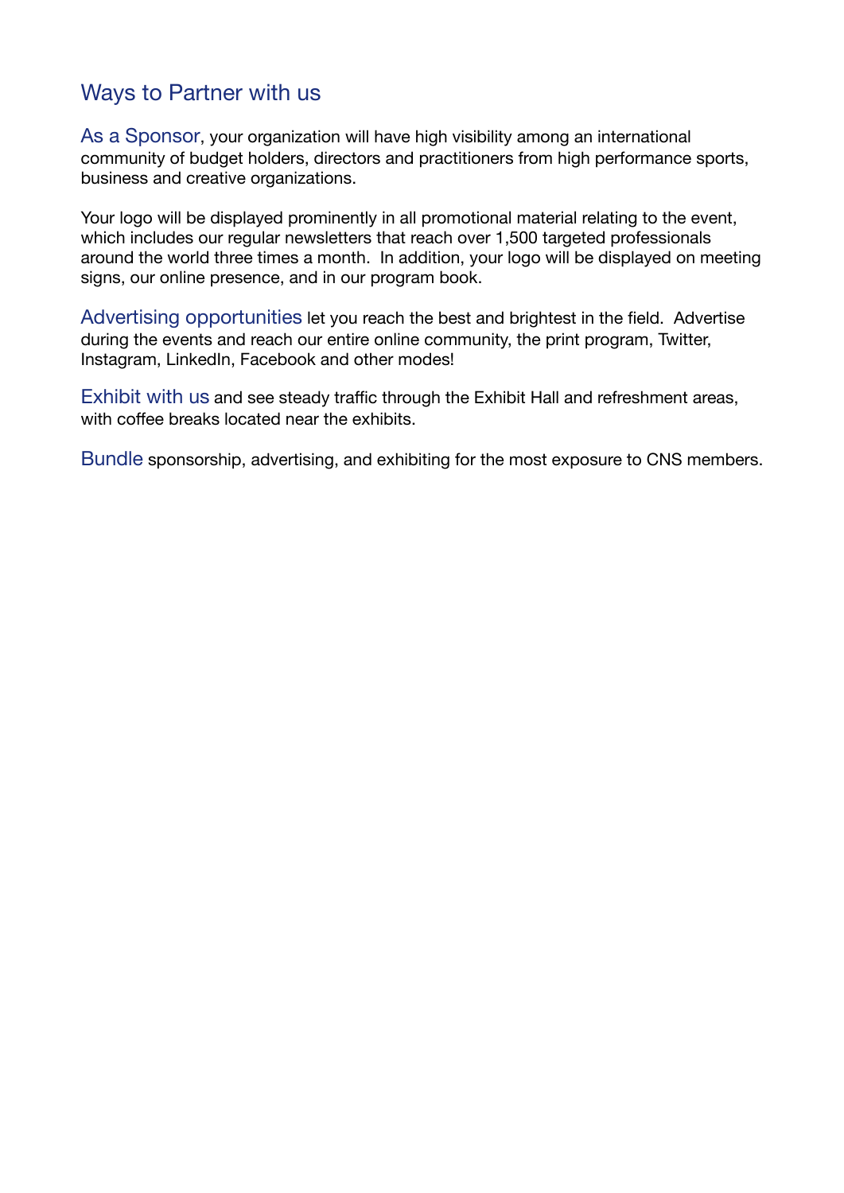## Ways to Partner with us

As a Sponsor, your organization will have high visibility among an international community of budget holders, directors and practitioners from high performance sports, business and creative organizations.

Your logo will be displayed prominently in all promotional material relating to the event, which includes our regular newsletters that reach over 1,500 targeted professionals around the world three times a month.  In addition, your logo will be displayed on meeting signs, our online presence, and in our program book.

Advertising opportunities let you reach the best and brightest in the field.  Advertise during the events and reach our entire online community, the print program, Twitter, Instagram, LinkedIn, Facebook and other modes!

Exhibit with us and see steady traffic through the Exhibit Hall and refreshment areas, with coffee breaks located near the exhibits.

Bundle sponsorship, advertising, and exhibiting for the most exposure to CNS members.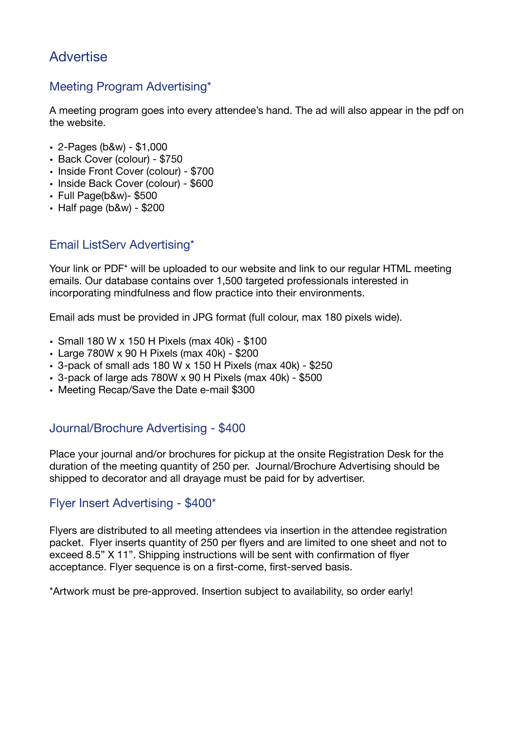# Advertise

## Meeting Program Advertising*

A meeting program goes into every attendee's hand. The ad will also appear in the pdf on the website.

- 2-Pages (b&w) - $1,000
- Back Cover (colour) - $750
- Inside Front Cover (colour) - $700
- Inside Back Cover (colour) - $600
- Full Page(b&w)- $500
- Half page (b&w) - $200

## Email ListServ Advertising*

Your link or PDF* will be uploaded to our website and link to our regular HTML meeting emails. Our database contains over 1,500 targeted professionals interested in incorporating mindfulness and flow practice into their environments.

Email ads must be provided in JPG format (full colour, max 180 pixels wide).

- Small 180 W x 150 H Pixels (max 40k) - $100
- Large 780W x 90 H Pixels (max 40k) - $200
- 3-pack of small ads 180 W x 150 H Pixels (max 40k) - $250
- 3-pack of large ads 780W x 90 H Pixels (max 40k) - $500
- Meeting Recap/Save the Date e-mail $300

## Journal/Brochure Advertising - $400

Place your journal and/or brochures for pickup at the onsite Registration Desk for the duration of the meeting quantity of 250 per. Journal/Brochure Advertising should be shipped to decorator and all drayage must be paid for by advertiser.

## Flyer Insert Advertising - $400*

Flyers are distributed to all meeting attendees via insertion in the attendee registration packet. Flyer inserts quantity of 250 per flyers and are limited to one sheet and not to exceed 8.5" X 11". Shipping instructions will be sent with confirmation of flyer acceptance. Flyer sequence is on a first-come, first-served basis.

*Artwork must be pre-approved. Insertion subject to availability, so order early!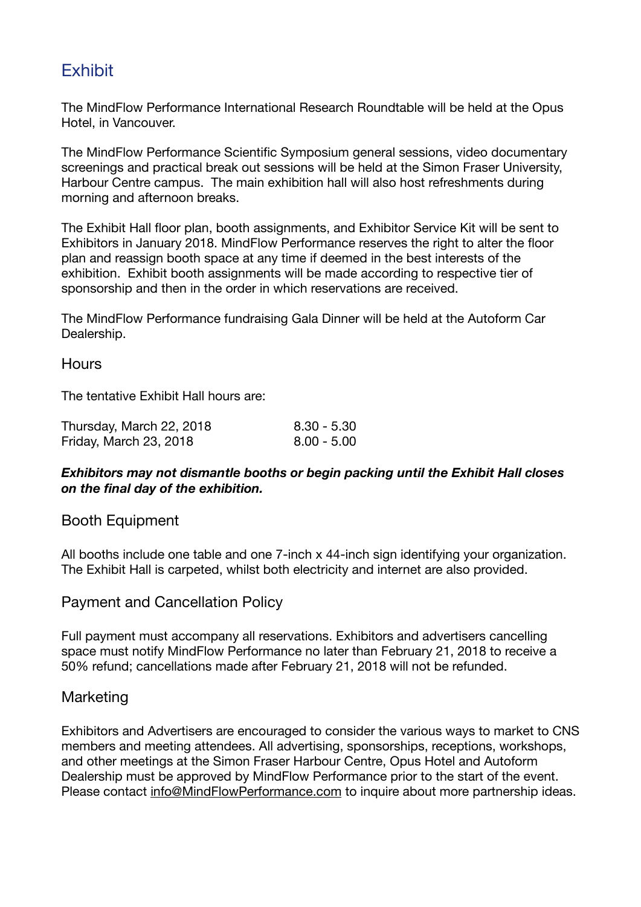# Exhibit

The MindFlow Performance International Research Roundtable will be held at the Opus Hotel, in Vancouver.

The MindFlow Performance Scientific Symposium general sessions, video documentary screenings and practical break out sessions will be held at the Simon Fraser University, Harbour Centre campus. The main exhibition hall will also host refreshments during morning and afternoon breaks.

The Exhibit Hall floor plan, booth assignments, and Exhibitor Service Kit will be sent to Exhibitors in January 2018. MindFlow Performance reserves the right to alter the floor plan and reassign booth space at any time if deemed in the best interests of the exhibition. Exhibit booth assignments will be made according to respective tier of sponsorship and then in the order in which reservations are received.

The MindFlow Performance fundraising Gala Dinner will be held at the Autoform Car Dealership.

## Hours

The tentative Exhibit Hall hours are:

| | |
|---|---|
| Thursday, March 22, 2018 | 8.30 - 5.30 |
| Friday, March 23, 2018 | 8.00 - 5.00 |

***Exhibitors may not dismantle booths or begin packing until the Exhibit Hall closes on the final day of the exhibition.***

## Booth Equipment

All booths include one table and one 7-inch x 44-inch sign identifying your organization. The Exhibit Hall is carpeted, whilst both electricity and internet are also provided.

## Payment and Cancellation Policy

Full payment must accompany all reservations. Exhibitors and advertisers cancelling space must notify MindFlow Performance no later than February 21, 2018 to receive a 50% refund; cancellations made after February 21, 2018 will not be refunded.

## Marketing

Exhibitors and Advertisers are encouraged to consider the various ways to market to CNS members and meeting attendees. All advertising, sponsorships, receptions, workshops, and other meetings at the Simon Fraser Harbour Centre, Opus Hotel and Autoform Dealership must be approved by MindFlow Performance prior to the start of the event. Please contact info@MindFlowPerformance.com to inquire about more partnership ideas.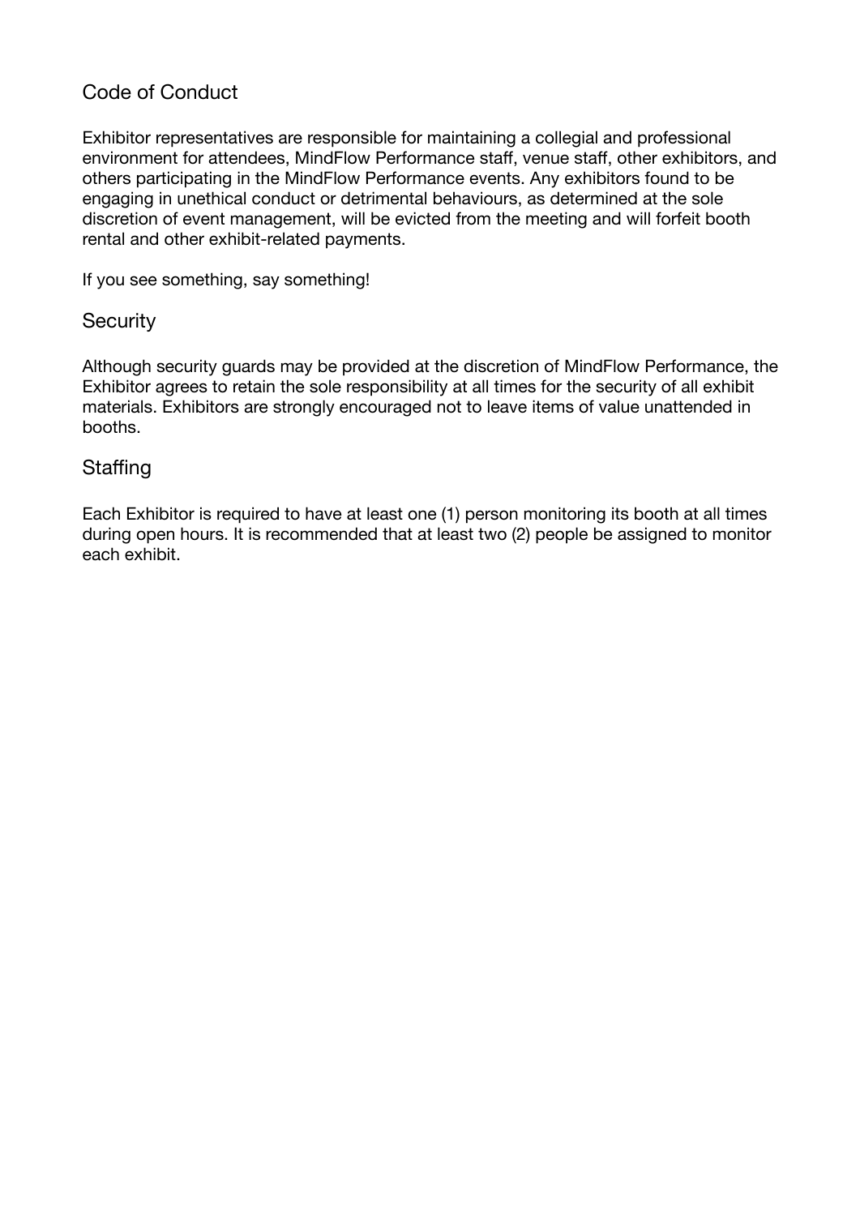## Code of Conduct

Exhibitor representatives are responsible for maintaining a collegial and professional environment for attendees, MindFlow Performance staff, venue staff, other exhibitors, and others participating in the MindFlow Performance events. Any exhibitors found to be engaging in unethical conduct or detrimental behaviours, as determined at the sole discretion of event management, will be evicted from the meeting and will forfeit booth rental and other exhibit-related payments.

If you see something, say something!

## Security

Although security guards may be provided at the discretion of MindFlow Performance, the Exhibitor agrees to retain the sole responsibility at all times for the security of all exhibit materials. Exhibitors are strongly encouraged not to leave items of value unattended in booths.

## Staffing

Each Exhibitor is required to have at least one (1) person monitoring its booth at all times during open hours. It is recommended that at least two (2) people be assigned to monitor each exhibit.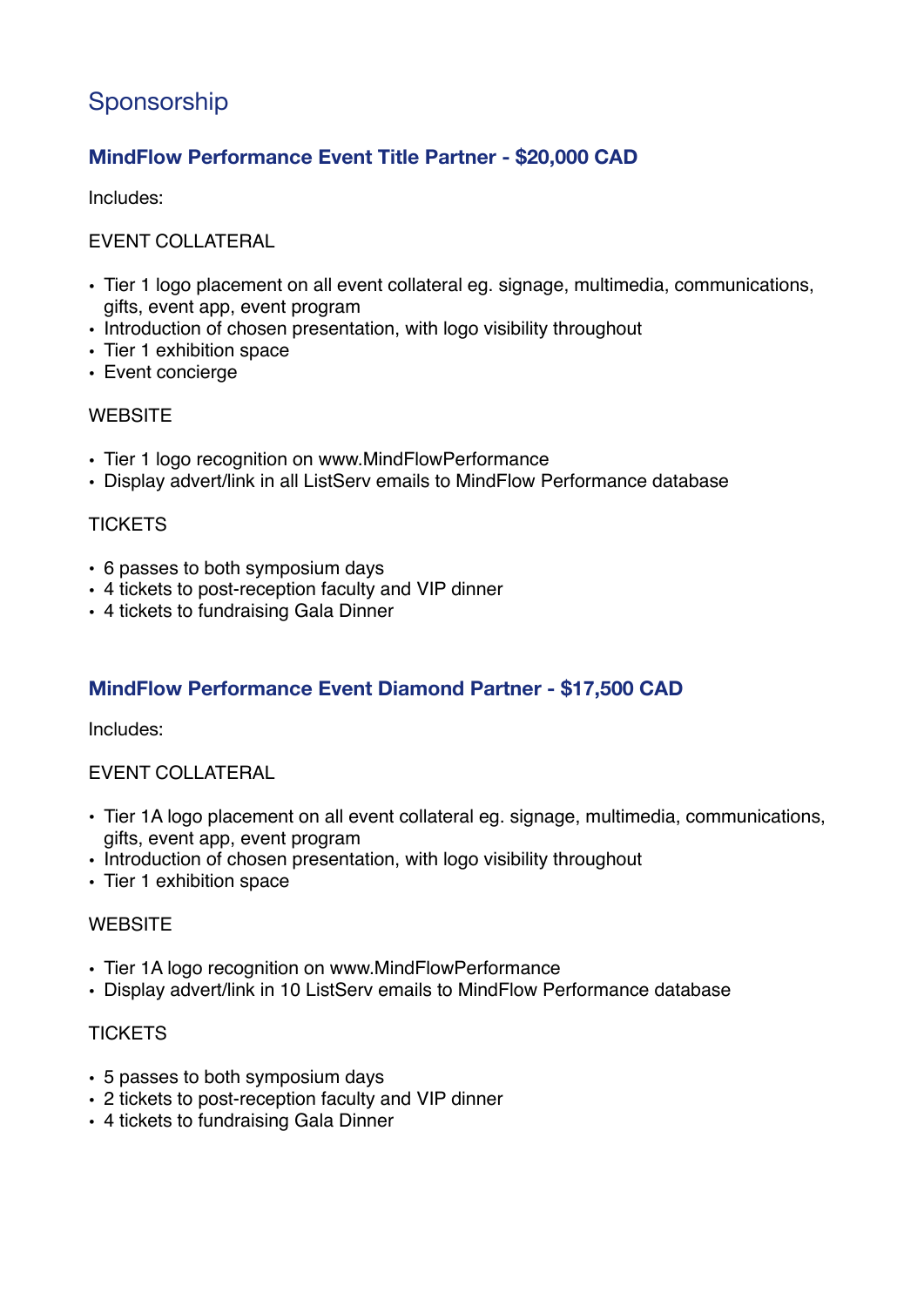# Sponsorship

### MindFlow Performance Event Title Partner - $20,000 CAD

Includes:

EVENT COLLATERAL

- Tier 1 logo placement on all event collateral eg. signage, multimedia, communications, gifts, event app, event program
- Introduction of chosen presentation, with logo visibility throughout
- Tier 1 exhibition space
- Event concierge

WEBSITE

- Tier 1 logo recognition on www.MindFlowPerformance
- Display advert/link in all ListServ emails to MindFlow Performance database

TICKETS

- 6 passes to both symposium days
- 4 tickets to post-reception faculty and VIP dinner
- 4 tickets to fundraising Gala Dinner

### MindFlow Performance Event Diamond Partner - $17,500 CAD

Includes:

EVENT COLLATERAL

- Tier 1A logo placement on all event collateral eg. signage, multimedia, communications, gifts, event app, event program
- Introduction of chosen presentation, with logo visibility throughout
- Tier 1 exhibition space

WEBSITE

- Tier 1A logo recognition on www.MindFlowPerformance
- Display advert/link in 10 ListServ emails to MindFlow Performance database

TICKETS

- 5 passes to both symposium days
- 2 tickets to post-reception faculty and VIP dinner
- 4 tickets to fundraising Gala Dinner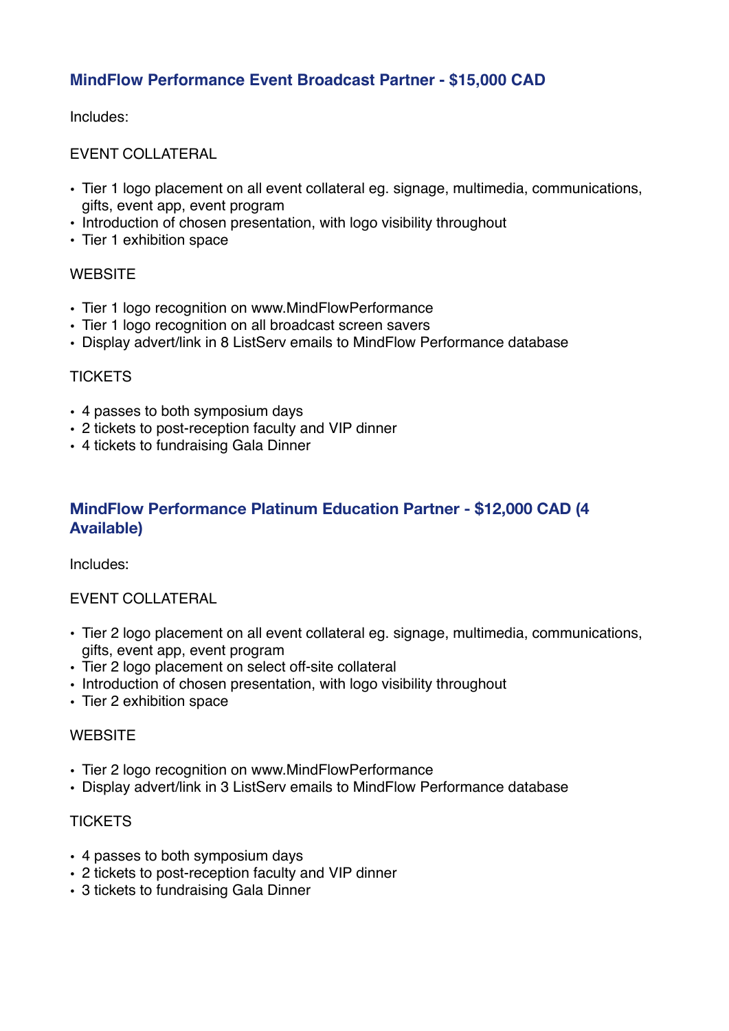## MindFlow Performance Event Broadcast Partner - $15,000 CAD

Includes:

EVENT COLLATERAL

- Tier 1 logo placement on all event collateral eg. signage, multimedia, communications, gifts, event app, event program
- Introduction of chosen presentation, with logo visibility throughout
- Tier 1 exhibition space

WEBSITE

- Tier 1 logo recognition on www.MindFlowPerformance
- Tier 1 logo recognition on all broadcast screen savers
- Display advert/link in 8 ListServ emails to MindFlow Performance database

TICKETS

- 4 passes to both symposium days
- 2 tickets to post-reception faculty and VIP dinner
- 4 tickets to fundraising Gala Dinner

## MindFlow Performance Platinum Education Partner - $12,000 CAD (4 Available)

Includes:

EVENT COLLATERAL

- Tier 2 logo placement on all event collateral eg. signage, multimedia, communications, gifts, event app, event program
- Tier 2 logo placement on select off-site collateral
- Introduction of chosen presentation, with logo visibility throughout
- Tier 2 exhibition space

WEBSITE

- Tier 2 logo recognition on www.MindFlowPerformance
- Display advert/link in 3 ListServ emails to MindFlow Performance database

TICKETS

- 4 passes to both symposium days
- 2 tickets to post-reception faculty and VIP dinner
- 3 tickets to fundraising Gala Dinner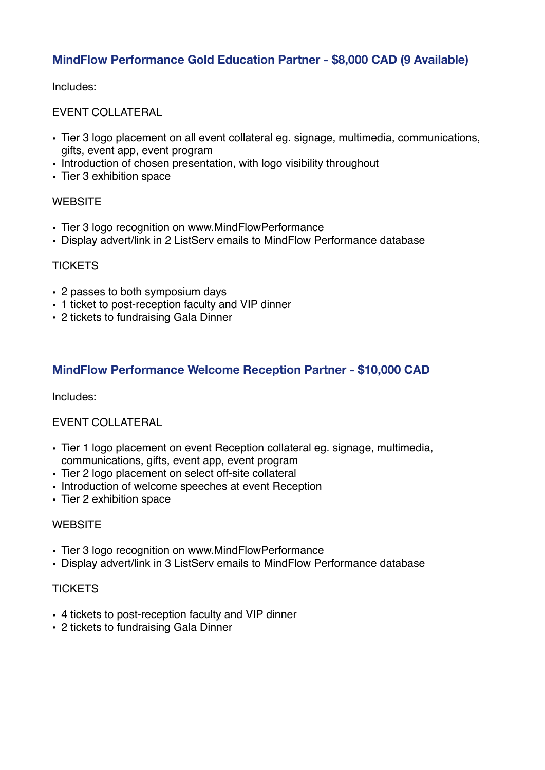## MindFlow Performance Gold Education Partner - $8,000 CAD (9 Available)

Includes:

EVENT COLLATERAL

- Tier 3 logo placement on all event collateral eg. signage, multimedia, communications, gifts, event app, event program
- Introduction of chosen presentation, with logo visibility throughout
- Tier 3 exhibition space

WEBSITE

- Tier 3 logo recognition on www.MindFlowPerformance
- Display advert/link in 2 ListServ emails to MindFlow Performance database

TICKETS

- 2 passes to both symposium days
- 1 ticket to post-reception faculty and VIP dinner
- 2 tickets to fundraising Gala Dinner

## MindFlow Performance Welcome Reception Partner - $10,000 CAD

Includes:

EVENT COLLATERAL

- Tier 1 logo placement on event Reception collateral eg. signage, multimedia, communications, gifts, event app, event program
- Tier 2 logo placement on select off-site collateral
- Introduction of welcome speeches at event Reception
- Tier 2 exhibition space

WEBSITE

- Tier 3 logo recognition on www.MindFlowPerformance
- Display advert/link in 3 ListServ emails to MindFlow Performance database

TICKETS

- 4 tickets to post-reception faculty and VIP dinner
- 2 tickets to fundraising Gala Dinner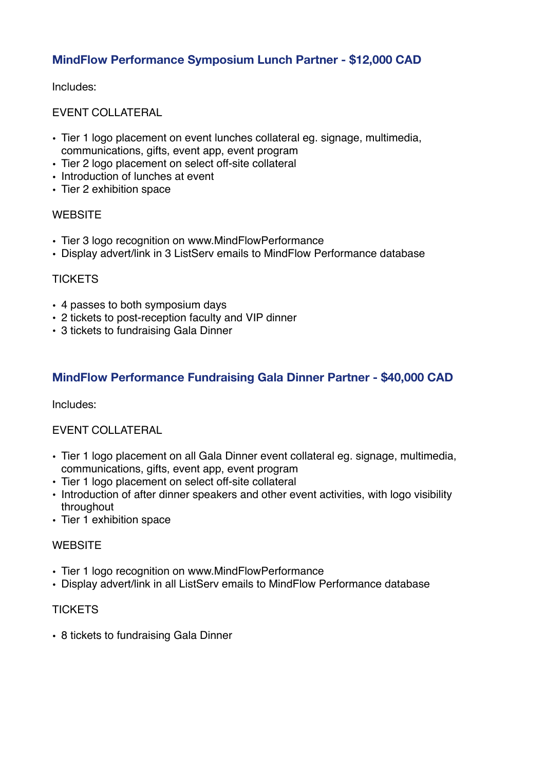### MindFlow Performance Symposium Lunch Partner - $12,000 CAD

Includes:

EVENT COLLATERAL

- Tier 1 logo placement on event lunches collateral eg. signage, multimedia, communications, gifts, event app, event program
- Tier 2 logo placement on select off-site collateral
- Introduction of lunches at event
- Tier 2 exhibition space

WEBSITE

- Tier 3 logo recognition on www.MindFlowPerformance
- Display advert/link in 3 ListServ emails to MindFlow Performance database

TICKETS

- 4 passes to both symposium days
- 2 tickets to post-reception faculty and VIP dinner
- 3 tickets to fundraising Gala Dinner

### MindFlow Performance Fundraising Gala Dinner Partner - $40,000 CAD

Includes:

EVENT COLLATERAL

- Tier 1 logo placement on all Gala Dinner event collateral eg. signage, multimedia, communications, gifts, event app, event program
- Tier 1 logo placement on select off-site collateral
- Introduction of after dinner speakers and other event activities, with logo visibility throughout
- Tier 1 exhibition space

WEBSITE

- Tier 1 logo recognition on www.MindFlowPerformance
- Display advert/link in all ListServ emails to MindFlow Performance database

TICKETS

- 8 tickets to fundraising Gala Dinner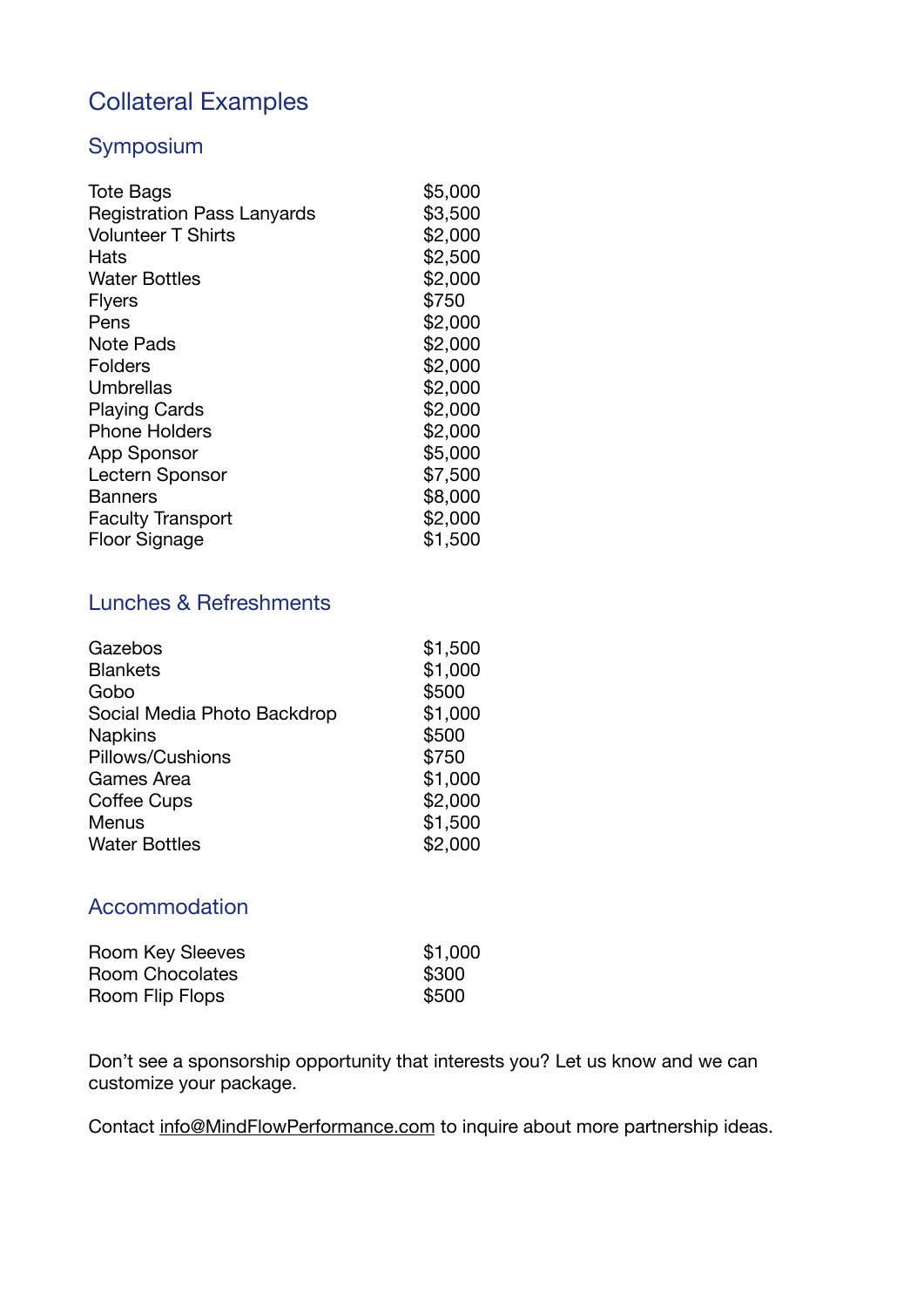# Collateral Examples

## Symposium

| | |
|---|---|
| Tote Bags | $5,000 |
| Registration Pass Lanyards | $3,500 |
| Volunteer T Shirts | $2,000 |
| Hats | $2,500 |
| Water Bottles | $2,000 |
| Flyers | $750 |
| Pens | $2,000 |
| Note Pads | $2,000 |
| Folders | $2,000 |
| Umbrellas | $2,000 |
| Playing Cards | $2,000 |
| Phone Holders | $2,000 |
| App Sponsor | $5,000 |
| Lectern Sponsor | $7,500 |
| Banners | $8,000 |
| Faculty Transport | $2,000 |
| Floor Signage | $1,500 |

## Lunches & Refreshments

| | |
|---|---|
| Gazebos | $1,500 |
| Blankets | $1,000 |
| Gobo | $500 |
| Social Media Photo Backdrop | $1,000 |
| Napkins | $500 |
| Pillows/Cushions | $750 |
| Games Area | $1,000 |
| Coffee Cups | $2,000 |
| Menus | $1,500 |
| Water Bottles | $2,000 |

## Accommodation

| | |
|---|---|
| Room Key Sleeves | $1,000 |
| Room Chocolates | $300 |
| Room Flip Flops | $500 |

Don't see a sponsorship opportunity that interests you? Let us know and we can customize your package.

Contact info@MindFlowPerformance.com to inquire about more partnership ideas.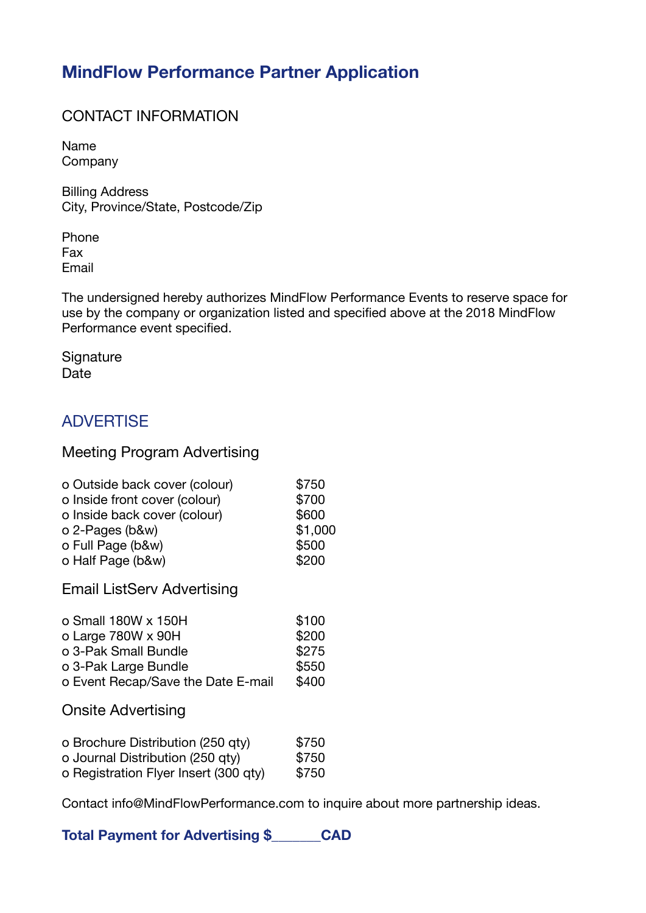# MindFlow Performance Partner Application

## CONTACT INFORMATION

Name
Company

Billing Address
City, Province/State, Postcode/Zip

Phone
Fax
Email

The undersigned hereby authorizes MindFlow Performance Events to reserve space for use by the company or organization listed and specified above at the 2018 MindFlow Performance event specified.

Signature
Date

## ADVERTISE

### Meeting Program Advertising

| | |
|---|---|
| o Outside back cover (colour) | $750 |
| o Inside front cover (colour) | $700 |
| o Inside back cover (colour) | $600 |
| o 2-Pages (b&w) | $1,000 |
| o Full Page (b&w) | $500 |
| o Half Page (b&w) | $200 |

### Email ListServ Advertising

| | |
|---|---|
| o Small 180W x 150H | $100 |
| o Large 780W x 90H | $200 |
| o 3-Pak Small Bundle | $275 |
| o 3-Pak Large Bundle | $550 |
| o Event Recap/Save the Date E-mail | $400 |

### Onsite Advertising

| | |
|---|---|
| o Brochure Distribution (250 qty) | $750 |
| o Journal Distribution (250 qty) | $750 |
| o Registration Flyer Insert (300 qty) | $750 |

Contact info@MindFlowPerformance.com to inquire about more partnership ideas.

**Total Payment for Advertising $______CAD**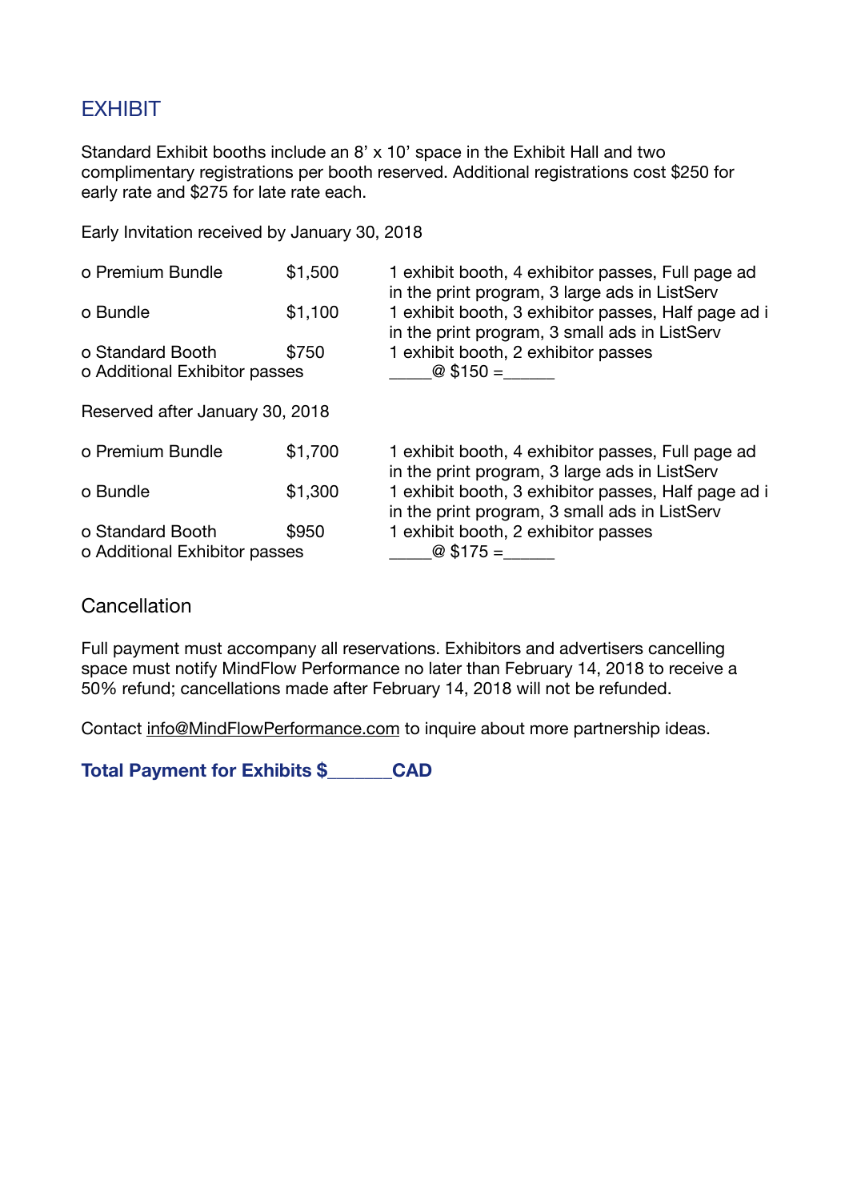## EXHIBIT

Standard Exhibit booths include an 8' x 10' space in the Exhibit Hall and two complimentary registrations per booth reserved. Additional registrations cost $250 for early rate and $275 for late rate each.

Early Invitation received by January 30, 2018

| | | |
|---|---|---|
| o Premium Bundle | $1,500 | 1 exhibit booth, 4 exhibitor passes, Full page ad in the print program, 3 large ads in ListServ |
| o Bundle | $1,100 | 1 exhibit booth, 3 exhibitor passes, Half page ad i in the print program, 3 small ads in ListServ |
| o Standard Booth | $750 | 1 exhibit booth, 2 exhibitor passes |
| o Additional Exhibitor passes | | _____@ $150 =______ |

Reserved after January 30, 2018

| | | |
|---|---|---|
| o Premium Bundle | $1,700 | 1 exhibit booth, 4 exhibitor passes, Full page ad in the print program, 3 large ads in ListServ |
| o Bundle | $1,300 | 1 exhibit booth, 3 exhibitor passes, Half page ad i in the print program, 3 small ads in ListServ |
| o Standard Booth | $950 | 1 exhibit booth, 2 exhibitor passes |
| o Additional Exhibitor passes | | _____@ $175 =______ |

### Cancellation

Full payment must accompany all reservations. Exhibitors and advertisers cancelling space must notify MindFlow Performance no later than February 14, 2018 to receive a 50% refund; cancellations made after February 14, 2018 will not be refunded.

Contact info@MindFlowPerformance.com to inquire about more partnership ideas.

**Total Payment for Exhibits $_______CAD**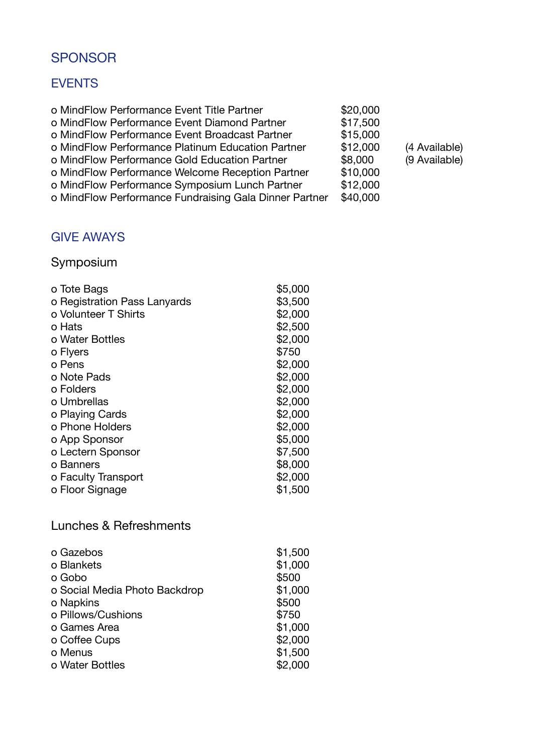## SPONSOR

## EVENTS

| | | |
|---|---|---|
| o MindFlow Performance Event Title Partner | $20,000 | |
| o MindFlow Performance Event Diamond Partner | $17,500 | |
| o MindFlow Performance Event Broadcast Partner | $15,000 | |
| o MindFlow Performance Platinum Education Partner | $12,000 | (4 Available) |
| o MindFlow Performance Gold Education Partner | $8,000 | (9 Available) |
| o MindFlow Performance Welcome Reception Partner | $10,000 | |
| o MindFlow Performance Symposium Lunch Partner | $12,000 | |
| o MindFlow Performance Fundraising Gala Dinner Partner | $40,000 | |

## GIVE AWAYS

### Symposium

| | |
|---|---|
| o Tote Bags | $5,000 |
| o Registration Pass Lanyards | $3,500 |
| o Volunteer T Shirts | $2,000 |
| o Hats | $2,500 |
| o Water Bottles | $2,000 |
| o Flyers | $750 |
| o Pens | $2,000 |
| o Note Pads | $2,000 |
| o Folders | $2,000 |
| o Umbrellas | $2,000 |
| o Playing Cards | $2,000 |
| o Phone Holders | $2,000 |
| o App Sponsor | $5,000 |
| o Lectern Sponsor | $7,500 |
| o Banners | $8,000 |
| o Faculty Transport | $2,000 |
| o Floor Signage | $1,500 |

### Lunches & Refreshments

| | |
|---|---|
| o Gazebos | $1,500 |
| o Blankets | $1,000 |
| o Gobo | $500 |
| o Social Media Photo Backdrop | $1,000 |
| o Napkins | $500 |
| o Pillows/Cushions | $750 |
| o Games Area | $1,000 |
| o Coffee Cups | $2,000 |
| o Menus | $1,500 |
| o Water Bottles | $2,000 |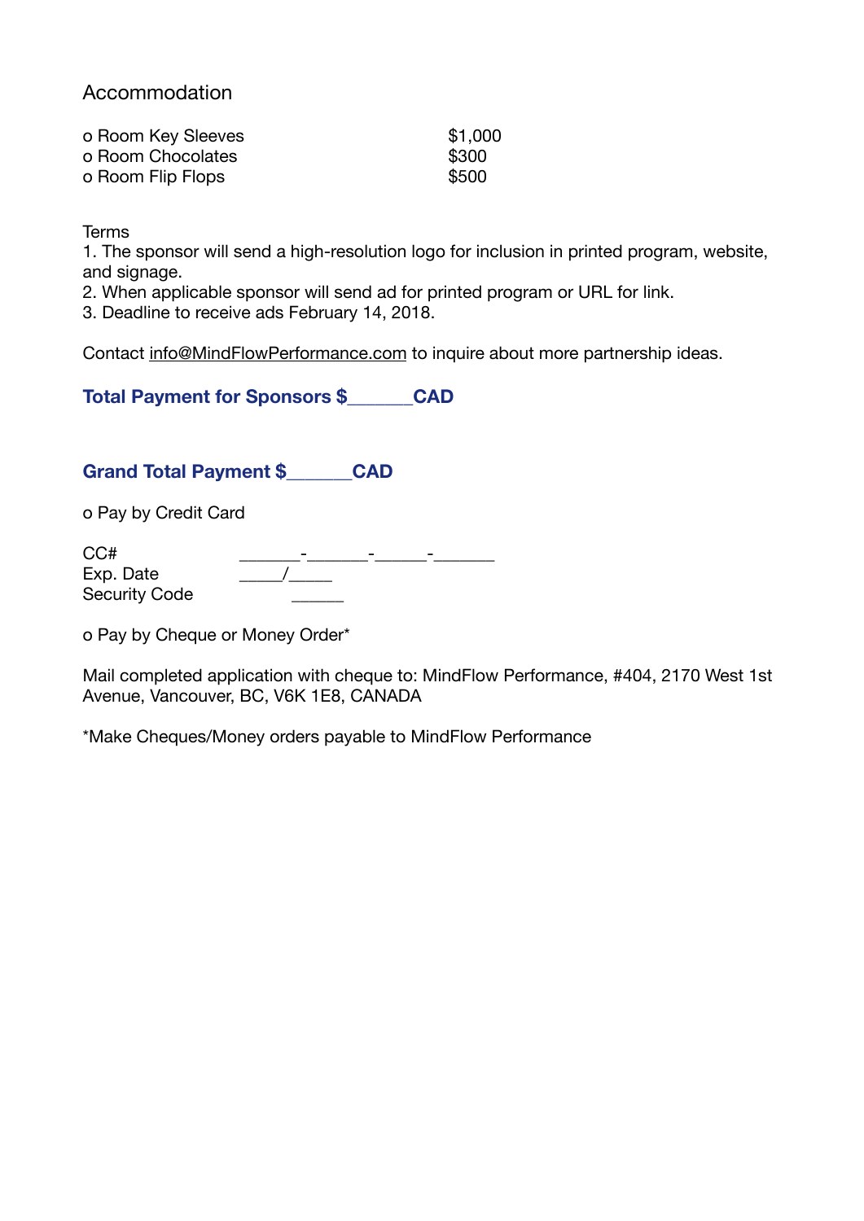## Accommodation

| | |
|---|---|
| o Room Key Sleeves | $1,000 |
| o Room Chocolates | $300 |
| o Room Flip Flops | $500 |

Terms

1. The sponsor will send a high-resolution logo for inclusion in printed program, website, and signage.
2. When applicable sponsor will send ad for printed program or URL for link.
3. Deadline to receive ads February 14, 2018.

Contact info@MindFlowPerformance.com to inquire about more partnership ideas.

**Total Payment for Sponsors $______CAD**

**Grand Total Payment $______CAD**

o Pay by Credit Card

CC# _______-_______-______-_______
Exp. Date _____/_____
Security Code ______

o Pay by Cheque or Money Order*

Mail completed application with cheque to: MindFlow Performance, #404, 2170 West 1st Avenue, Vancouver, BC, V6K 1E8, CANADA

*Make Cheques/Money orders payable to MindFlow Performance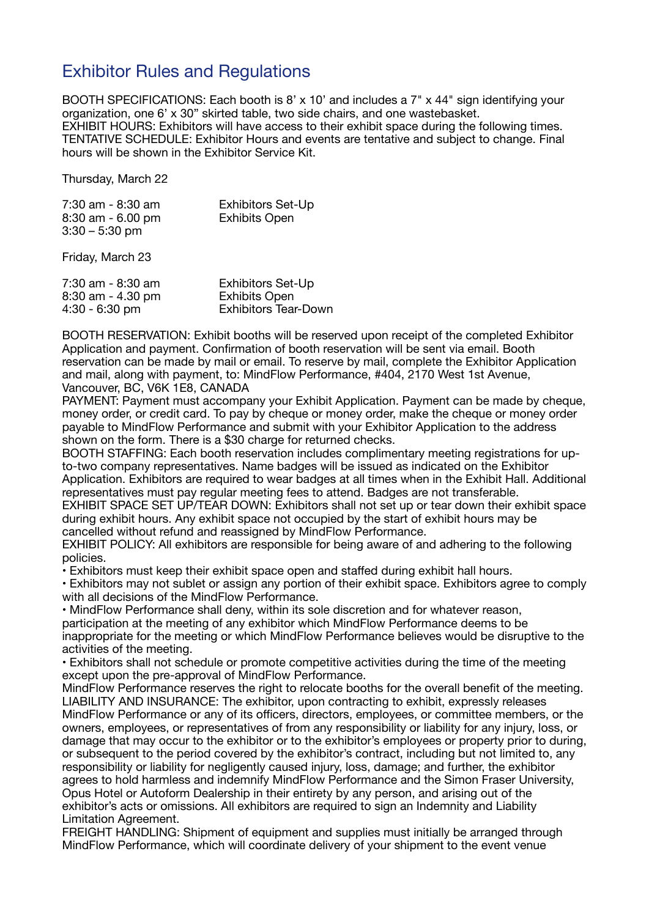# Exhibitor Rules and Regulations

BOOTH SPECIFICATIONS: Each booth is 8' x 10' and includes a 7" x 44" sign identifying your organization, one 6' x 30" skirted table, two side chairs, and one wastebasket.
EXHIBIT HOURS: Exhibitors will have access to their exhibit space during the following times.
TENTATIVE SCHEDULE: Exhibitor Hours and events are tentative and subject to change. Final hours will be shown in the Exhibitor Service Kit.

Thursday, March 22

| | |
|---|---|
| 7:30 am - 8:30 am | Exhibitors Set-Up |
| 8:30 am - 6.00 pm | Exhibits Open |
| 3:30 – 5:30 pm | |

Friday, March 23

| | |
|---|---|
| 7:30 am - 8:30 am | Exhibitors Set-Up |
| 8:30 am - 4.30 pm | Exhibits Open |
| 4:30 - 6:30 pm | Exhibitors Tear-Down |

BOOTH RESERVATION: Exhibit booths will be reserved upon receipt of the completed Exhibitor Application and payment. Confirmation of booth reservation will be sent via email. Booth reservation can be made by mail or email. To reserve by mail, complete the Exhibitor Application and mail, along with payment, to: MindFlow Performance, #404, 2170 West 1st Avenue, Vancouver, BC, V6K 1E8, CANADA
PAYMENT: Payment must accompany your Exhibit Application. Payment can be made by cheque, money order, or credit card. To pay by cheque or money order, make the cheque or money order payable to MindFlow Performance and submit with your Exhibitor Application to the address shown on the form. There is a $30 charge for returned checks.
BOOTH STAFFING: Each booth reservation includes complimentary meeting registrations for up-to-two company representatives. Name badges will be issued as indicated on the Exhibitor Application. Exhibitors are required to wear badges at all times when in the Exhibit Hall. Additional representatives must pay regular meeting fees to attend. Badges are not transferable.
EXHIBIT SPACE SET UP/TEAR DOWN: Exhibitors shall not set up or tear down their exhibit space during exhibit hours. Any exhibit space not occupied by the start of exhibit hours may be cancelled without refund and reassigned by MindFlow Performance.
EXHIBIT POLICY: All exhibitors are responsible for being aware of and adhering to the following policies.

- Exhibitors must keep their exhibit space open and staffed during exhibit hall hours.
- Exhibitors may not sublet or assign any portion of their exhibit space. Exhibitors agree to comply with all decisions of the MindFlow Performance.
- MindFlow Performance shall deny, within its sole discretion and for whatever reason, participation at the meeting of any exhibitor which MindFlow Performance deems to be inappropriate for the meeting or which MindFlow Performance believes would be disruptive to the activities of the meeting.
- Exhibitors shall not schedule or promote competitive activities during the time of the meeting except upon the pre-approval of MindFlow Performance.

MindFlow Performance reserves the right to relocate booths for the overall benefit of the meeting.
LIABILITY AND INSURANCE: The exhibitor, upon contracting to exhibit, expressly releases MindFlow Performance or any of its officers, directors, employees, or committee members, or the owners, employees, or representatives of from any responsibility or liability for any injury, loss, or damage that may occur to the exhibitor or to the exhibitor's employees or property prior to during, or subsequent to the period covered by the exhibitor's contract, including but not limited to, any responsibility or liability for negligently caused injury, loss, damage; and further, the exhibitor agrees to hold harmless and indemnify MindFlow Performance and the Simon Fraser University, Opus Hotel or Autoform Dealership in their entirety by any person, and arising out of the exhibitor's acts or omissions. All exhibitors are required to sign an Indemnity and Liability Limitation Agreement.
FREIGHT HANDLING: Shipment of equipment and supplies must initially be arranged through MindFlow Performance, which will coordinate delivery of your shipment to the event venue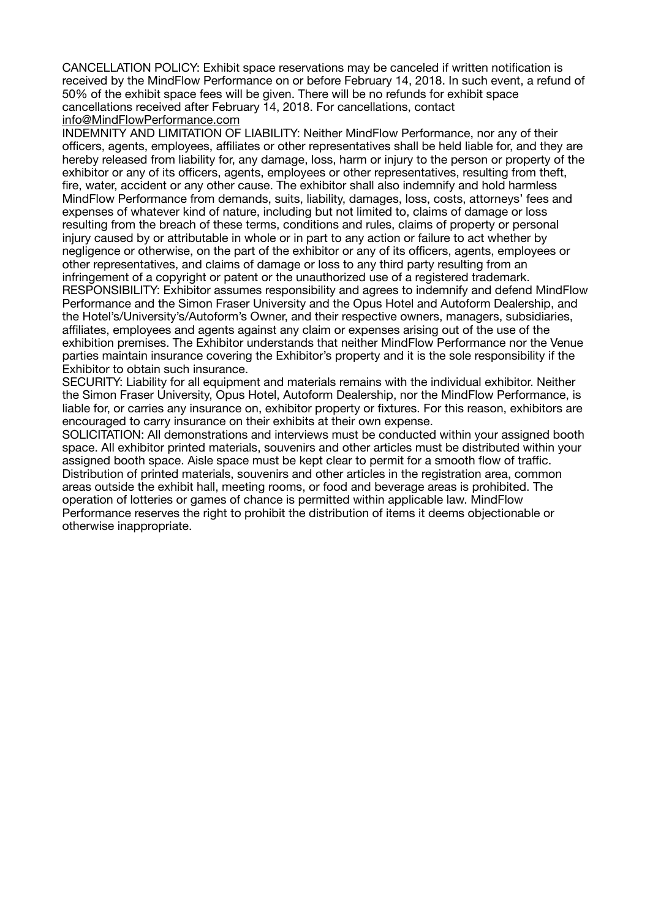CANCELLATION POLICY: Exhibit space reservations may be canceled if written notification is received by the MindFlow Performance on or before February 14, 2018. In such event, a refund of 50% of the exhibit space fees will be given. There will be no refunds for exhibit space cancellations received after February 14, 2018. For cancellations, contact info@MindFlowPerformance.com

INDEMNITY AND LIMITATION OF LIABILITY: Neither MindFlow Performance, nor any of their officers, agents, employees, affiliates or other representatives shall be held liable for, and they are hereby released from liability for, any damage, loss, harm or injury to the person or property of the exhibitor or any of its officers, agents, employees or other representatives, resulting from theft, fire, water, accident or any other cause. The exhibitor shall also indemnify and hold harmless MindFlow Performance from demands, suits, liability, damages, loss, costs, attorneys' fees and expenses of whatever kind of nature, including but not limited to, claims of damage or loss resulting from the breach of these terms, conditions and rules, claims of property or personal injury caused by or attributable in whole or in part to any action or failure to act whether by negligence or otherwise, on the part of the exhibitor or any of its officers, agents, employees or other representatives, and claims of damage or loss to any third party resulting from an infringement of a copyright or patent or the unauthorized use of a registered trademark.

RESPONSIBILITY: Exhibitor assumes responsibility and agrees to indemnify and defend MindFlow Performance and the Simon Fraser University and the Opus Hotel and Autoform Dealership, and the Hotel's/University's/Autoform's Owner, and their respective owners, managers, subsidiaries, affiliates, employees and agents against any claim or expenses arising out of the use of the exhibition premises. The Exhibitor understands that neither MindFlow Performance nor the Venue parties maintain insurance covering the Exhibitor's property and it is the sole responsibility if the Exhibitor to obtain such insurance.

SECURITY: Liability for all equipment and materials remains with the individual exhibitor. Neither the Simon Fraser University, Opus Hotel, Autoform Dealership, nor the MindFlow Performance, is liable for, or carries any insurance on, exhibitor property or fixtures. For this reason, exhibitors are encouraged to carry insurance on their exhibits at their own expense.

SOLICITATION: All demonstrations and interviews must be conducted within your assigned booth space. All exhibitor printed materials, souvenirs and other articles must be distributed within your assigned booth space. Aisle space must be kept clear to permit for a smooth flow of traffic. Distribution of printed materials, souvenirs and other articles in the registration area, common areas outside the exhibit hall, meeting rooms, or food and beverage areas is prohibited. The operation of lotteries or games of chance is permitted within applicable law. MindFlow Performance reserves the right to prohibit the distribution of items it deems objectionable or otherwise inappropriate.